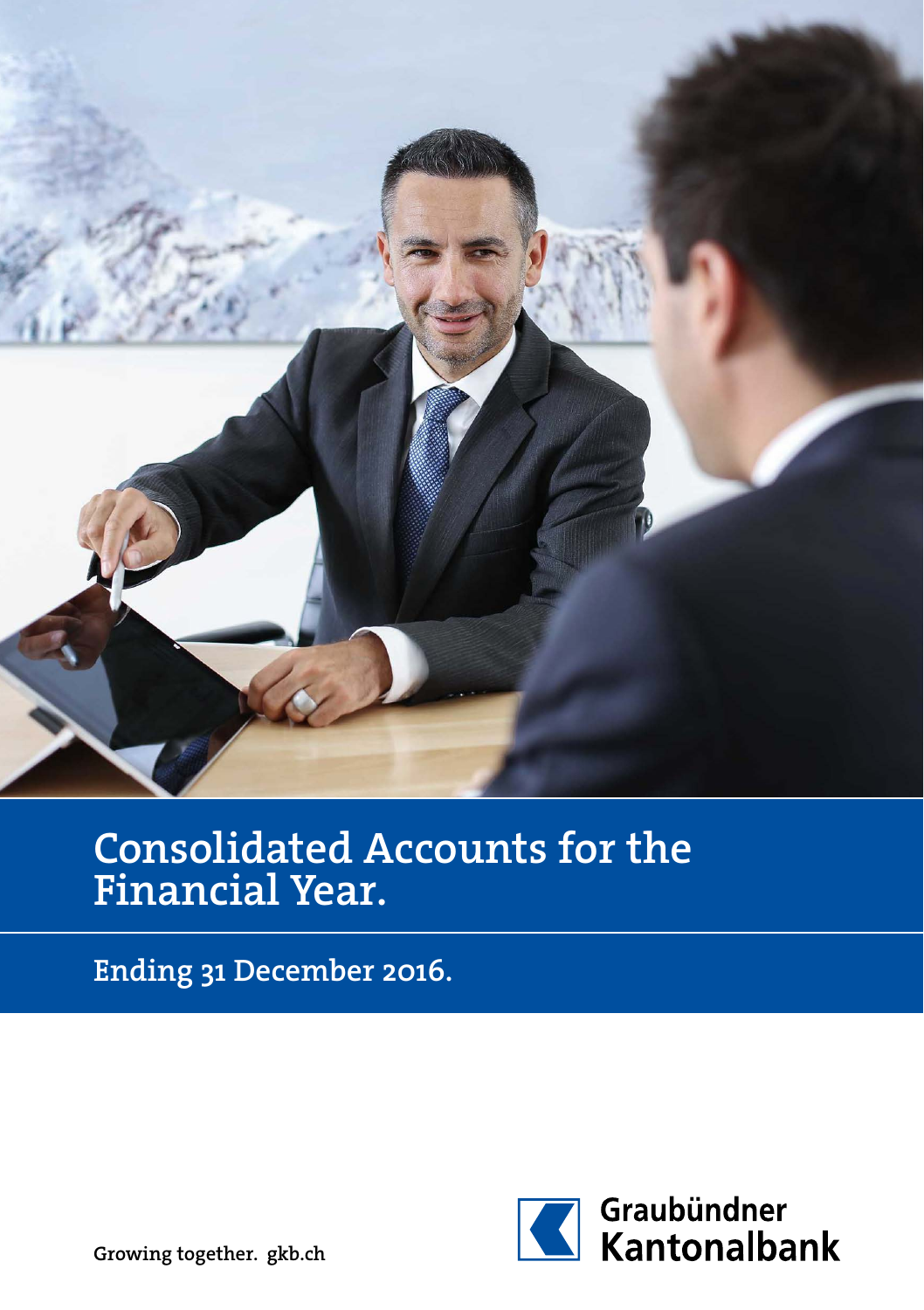# Consolidated Accounts for the Financial Year.

## Ending 31 December 2016.

Growing together. gkb.ch

Graubündner Kantonalbank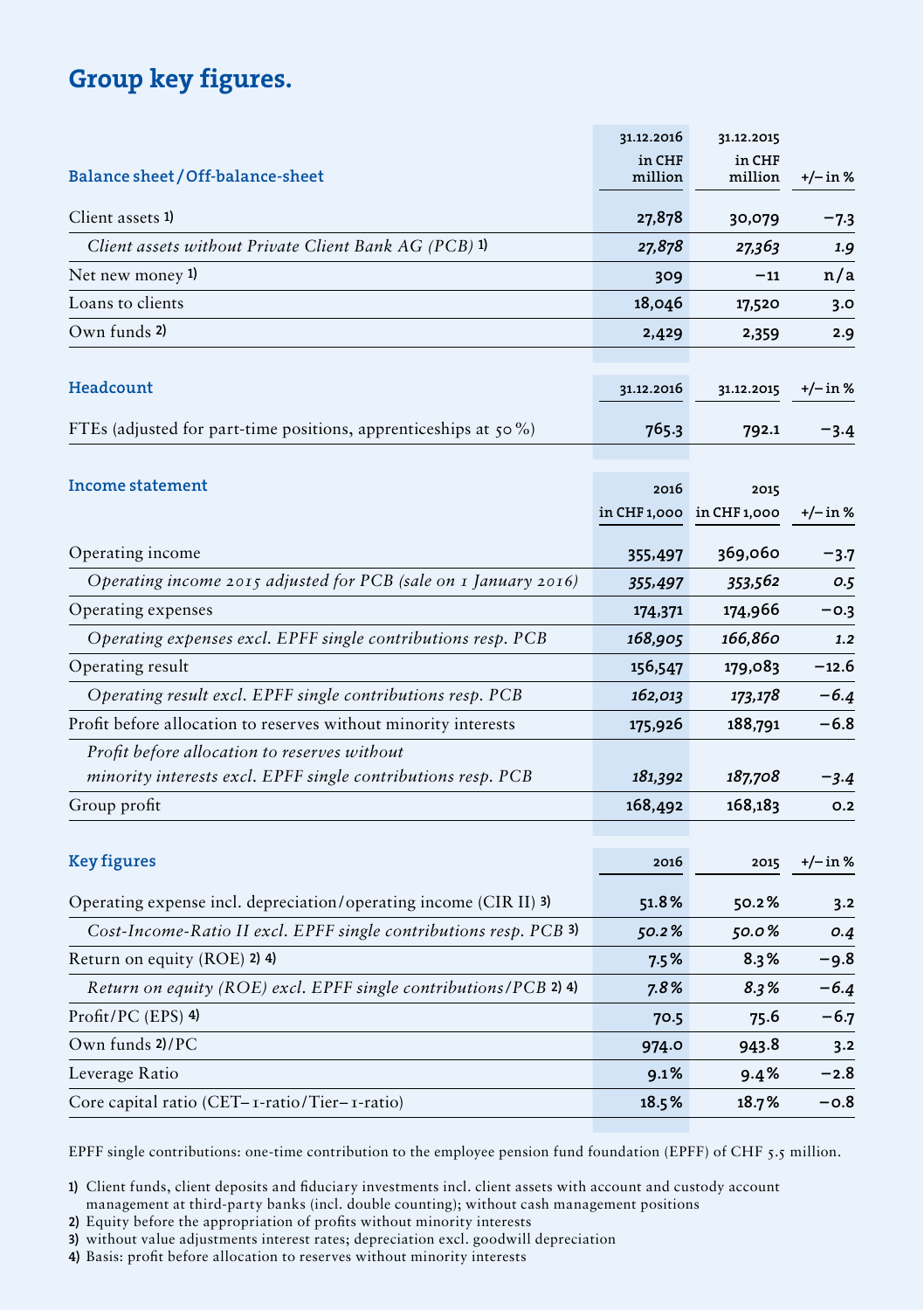# Group key figures.

| Balance sheet / Off-balance-sheet | 31.12.2016 in CHF million | 31.12.2015 in CHF million | +/– in % |
|---|---|---|---|
| Client assets 1) | 27,878 | 30,079 | −7.3 |
| *Client assets without Private Client Bank AG (PCB) 1)* | *27,878* | *27,363* | *1.9* |
| Net new money 1) | 309 | −11 | n/a |
| Loans to clients | 18,046 | 17,520 | 3.0 |
| Own funds 2) | 2,429 | 2,359 | 2.9 |

| Headcount | 31.12.2016 | 31.12.2015 | +/– in % |
|---|---|---|---|
| FTEs (adjusted for part-time positions, apprenticeships at 50%) | 765.3 | 792.1 | −3.4 |

| Income statement | 2016 in CHF 1,000 | 2015 in CHF 1,000 | +/– in % |
|---|---|---|---|
| Operating income | 355,497 | 369,060 | −3.7 |
| *Operating income 2015 adjusted for PCB (sale on 1 January 2016)* | *355,497* | *353,562* | *0.5* |
| Operating expenses | 174,371 | 174,966 | −0.3 |
| *Operating expenses excl. EPFF single contributions resp. PCB* | *168,905* | *166,860* | *1.2* |
| Operating result | 156,547 | 179,083 | −12.6 |
| *Operating result excl. EPFF single contributions resp. PCB* | *162,013* | *173,178* | *−6.4* |
| Profit before allocation to reserves without minority interests | 175,926 | 188,791 | −6.8 |
| *Profit before allocation to reserves without minority interests excl. EPFF single contributions resp. PCB* | *181,392* | *187,708* | *−3.4* |
| Group profit | 168,492 | 168,183 | 0.2 |

| Key figures | 2016 | 2015 | +/– in % |
|---|---|---|---|
| Operating expense incl. depreciation/operating income (CIR II) 3) | 51.8% | 50.2% | 3.2 |
| *Cost-Income-Ratio II excl. EPFF single contributions resp. PCB 3)* | *50.2%* | *50.0%* | *0.4* |
| Return on equity (ROE) 2) 4) | 7.5% | 8.3% | −9.8 |
| *Return on equity (ROE) excl. EPFF single contributions/PCB 2) 4)* | *7.8%* | *8.3%* | *−6.4* |
| Profit/PC (EPS) 4) | 70.5 | 75.6 | −6.7 |
| Own funds 2)/PC | 974.0 | 943.8 | 3.2 |
| Leverage Ratio | 9.1% | 9.4% | −2.8 |
| Core capital ratio (CET–1-ratio/Tier–1-ratio) | 18.5% | 18.7% | −0.8 |

EPFF single contributions: one-time contribution to the employee pension fund foundation (EPFF) of CHF 5.5 million.

1) Client funds, client deposits and fiduciary investments incl. client assets with account and custody account management at third-party banks (incl. double counting); without cash management positions
2) Equity before the appropriation of profits without minority interests
3) without value adjustments interest rates; depreciation excl. goodwill depreciation
4) Basis: profit before allocation to reserves without minority interests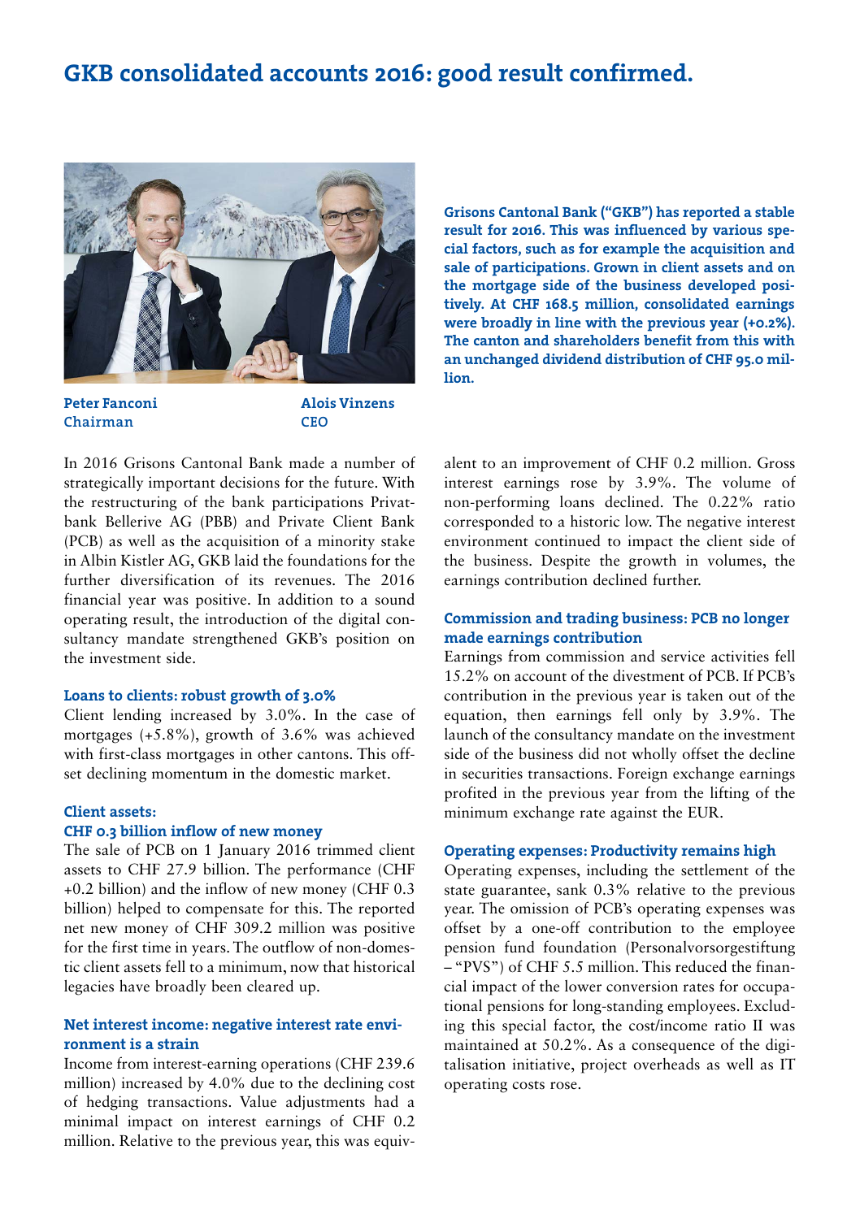# GKB consolidated accounts 2016: good result confirmed.

**Peter Fanconi**
**Chairman**

**Alois Vinzens**
**CEO**

**Grisons Cantonal Bank ("GKB") has reported a stable result for 2016. This was influenced by various special factors, such as for example the acquisition and sale of participations. Grown in client assets and on the mortgage side of the business developed positively. At CHF 168.5 million, consolidated earnings were broadly in line with the previous year (+0.2%). The canton and shareholders benefit from this with an unchanged dividend distribution of CHF 95.0 million.**

In 2016 Grisons Cantonal Bank made a number of strategically important decisions for the future. With the restructuring of the bank participations Privatbank Bellerive AG (PBB) and Private Client Bank (PCB) as well as the acquisition of a minority stake in Albin Kistler AG, GKB laid the foundations for the further diversification of its revenues. The 2016 financial year was positive. In addition to a sound operating result, the introduction of the digital consultancy mandate strengthened GKB's position on the investment side.

### Loans to clients: robust growth of 3.0%

Client lending increased by 3.0%. In the case of mortgages (+5.8%), growth of 3.6% was achieved with first-class mortgages in other cantons. This offset declining momentum in the domestic market.

### Client assets: CHF 0.3 billion inflow of new money

The sale of PCB on 1 January 2016 trimmed client assets to CHF 27.9 billion. The performance (CHF +0.2 billion) and the inflow of new money (CHF 0.3 billion) helped to compensate for this. The reported net new money of CHF 309.2 million was positive for the first time in years. The outflow of non-domestic client assets fell to a minimum, now that historical legacies have broadly been cleared up.

### Net interest income: negative interest rate environment is a strain

Income from interest-earning operations (CHF 239.6 million) increased by 4.0% due to the declining cost of hedging transactions. Value adjustments had a minimal impact on interest earnings of CHF 0.2 million. Relative to the previous year, this was equivalent to an improvement of CHF 0.2 million. Gross interest earnings rose by 3.9%. The volume of non-performing loans declined. The 0.22% ratio corresponded to a historic low. The negative interest environment continued to impact the client side of the business. Despite the growth in volumes, the earnings contribution declined further.

### Commission and trading business: PCB no longer made earnings contribution

Earnings from commission and service activities fell 15.2% on account of the divestment of PCB. If PCB's contribution in the previous year is taken out of the equation, then earnings fell only by 3.9%. The launch of the consultancy mandate on the investment side of the business did not wholly offset the decline in securities transactions. Foreign exchange earnings profited in the previous year from the lifting of the minimum exchange rate against the EUR.

### Operating expenses: Productivity remains high

Operating expenses, including the settlement of the state guarantee, sank 0.3% relative to the previous year. The omission of PCB's operating expenses was offset by a one-off contribution to the employee pension fund foundation (Personalvorsorgestiftung – "PVS") of CHF 5.5 million. This reduced the financial impact of the lower conversion rates for occupational pensions for long-standing employees. Excluding this special factor, the cost/income ratio II was maintained at 50.2%. As a consequence of the digitalisation initiative, project overheads as well as IT operating costs rose.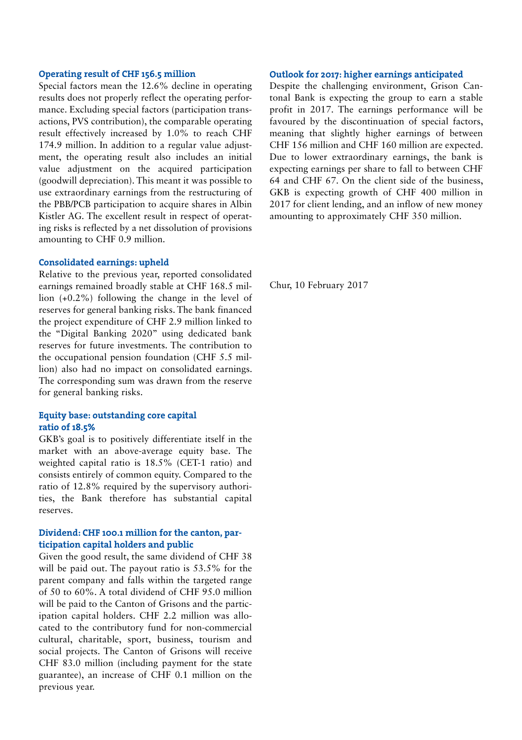### Operating result of CHF 156.5 million

Special factors mean the 12.6% decline in operating results does not properly reflect the operating performance. Excluding special factors (participation transactions, PVS contribution), the comparable operating result effectively increased by 1.0% to reach CHF 174.9 million. In addition to a regular value adjustment, the operating result also includes an initial value adjustment on the acquired participation (goodwill depreciation). This meant it was possible to use extraordinary earnings from the restructuring of the PBB/PCB participation to acquire shares in Albin Kistler AG. The excellent result in respect of operating risks is reflected by a net dissolution of provisions amounting to CHF 0.9 million.

### Consolidated earnings: upheld

Relative to the previous year, reported consolidated earnings remained broadly stable at CHF 168.5 million (+0.2%) following the change in the level of reserves for general banking risks. The bank financed the project expenditure of CHF 2.9 million linked to the "Digital Banking 2020" using dedicated bank reserves for future investments. The contribution to the occupational pension foundation (CHF 5.5 million) also had no impact on consolidated earnings. The corresponding sum was drawn from the reserve for general banking risks.

### Equity base: outstanding core capital ratio of 18.5%

GKB's goal is to positively differentiate itself in the market with an above-average equity base. The weighted capital ratio is 18.5% (CET-1 ratio) and consists entirely of common equity. Compared to the ratio of 12.8% required by the supervisory authorities, the Bank therefore has substantial capital reserves.

### Dividend: CHF 100.1 million for the canton, participation capital holders and public

Given the good result, the same dividend of CHF 38 will be paid out. The payout ratio is 53.5% for the parent company and falls within the targeted range of 50 to 60%. A total dividend of CHF 95.0 million will be paid to the Canton of Grisons and the participation capital holders. CHF 2.2 million was allocated to the contributory fund for non-commercial cultural, charitable, sport, business, tourism and social projects. The Canton of Grisons will receive CHF 83.0 million (including payment for the state guarantee), an increase of CHF 0.1 million on the previous year.

### Outlook for 2017: higher earnings anticipated

Despite the challenging environment, Grison Cantonal Bank is expecting the group to earn a stable profit in 2017. The earnings performance will be favoured by the discontinuation of special factors, meaning that slightly higher earnings of between CHF 156 million and CHF 160 million are expected. Due to lower extraordinary earnings, the bank is expecting earnings per share to fall to between CHF 64 and CHF 67. On the client side of the business, GKB is expecting growth of CHF 400 million in 2017 for client lending, and an inflow of new money amounting to approximately CHF 350 million.

Chur, 10 February 2017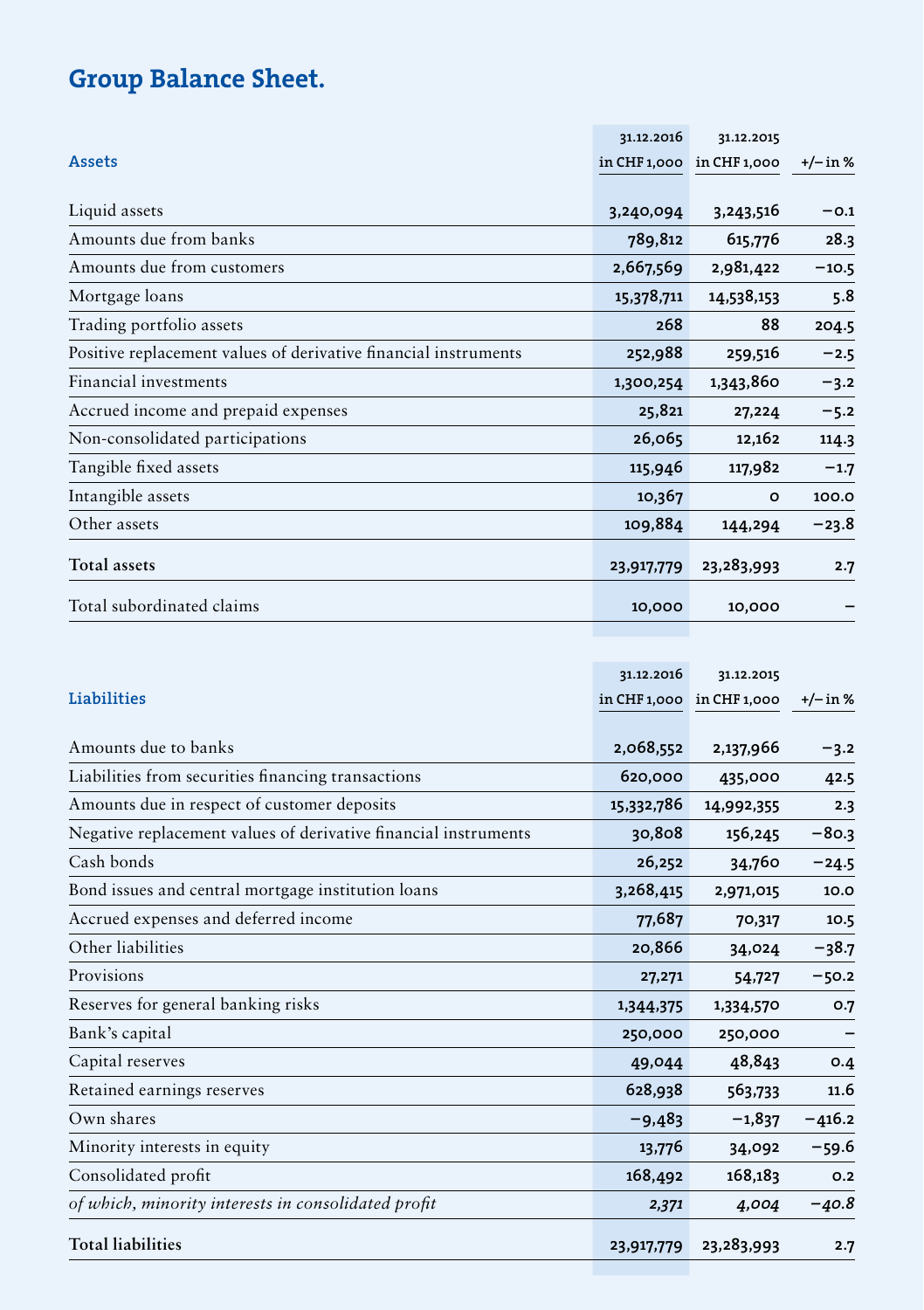# Group Balance Sheet.

| Assets | 31.12.2016 in CHF 1,000 | 31.12.2015 in CHF 1,000 | +/– in % |
|---|---|---|---|
| Liquid assets | 3,240,094 | 3,243,516 | –0.1 |
| Amounts due from banks | 789,812 | 615,776 | 28.3 |
| Amounts due from customers | 2,667,569 | 2,981,422 | –10.5 |
| Mortgage loans | 15,378,711 | 14,538,153 | 5.8 |
| Trading portfolio assets | 268 | 88 | 204.5 |
| Positive replacement values of derivative financial instruments | 252,988 | 259,516 | –2.5 |
| Financial investments | 1,300,254 | 1,343,860 | –3.2 |
| Accrued income and prepaid expenses | 25,821 | 27,224 | –5.2 |
| Non-consolidated participations | 26,065 | 12,162 | 114.3 |
| Tangible fixed assets | 115,946 | 117,982 | –1.7 |
| Intangible assets | 10,367 | 0 | 100.0 |
| Other assets | 109,884 | 144,294 | –23.8 |
| **Total assets** | **23,917,779** | **23,283,993** | **2.7** |
| Total subordinated claims | 10,000 | 10,000 | – |

| Liabilities | 31.12.2016 in CHF 1,000 | 31.12.2015 in CHF 1,000 | +/– in % |
|---|---|---|---|
| Amounts due to banks | 2,068,552 | 2,137,966 | –3.2 |
| Liabilities from securities financing transactions | 620,000 | 435,000 | 42.5 |
| Amounts due in respect of customer deposits | 15,332,786 | 14,992,355 | 2.3 |
| Negative replacement values of derivative financial instruments | 30,808 | 156,245 | –80.3 |
| Cash bonds | 26,252 | 34,760 | –24.5 |
| Bond issues and central mortgage institution loans | 3,268,415 | 2,971,015 | 10.0 |
| Accrued expenses and deferred income | 77,687 | 70,317 | 10.5 |
| Other liabilities | 20,866 | 34,024 | –38.7 |
| Provisions | 27,271 | 54,727 | –50.2 |
| Reserves for general banking risks | 1,344,375 | 1,334,570 | 0.7 |
| Bank's capital | 250,000 | 250,000 | – |
| Capital reserves | 49,044 | 48,843 | 0.4 |
| Retained earnings reserves | 628,938 | 563,733 | 11.6 |
| Own shares | –9,483 | –1,837 | –416.2 |
| Minority interests in equity | 13,776 | 34,092 | –59.6 |
| Consolidated profit | 168,492 | 168,183 | 0.2 |
| *of which, minority interests in consolidated profit* | *2,371* | *4,004* | *–40.8* |
| **Total liabilities** | **23,917,779** | **23,283,993** | **2.7** |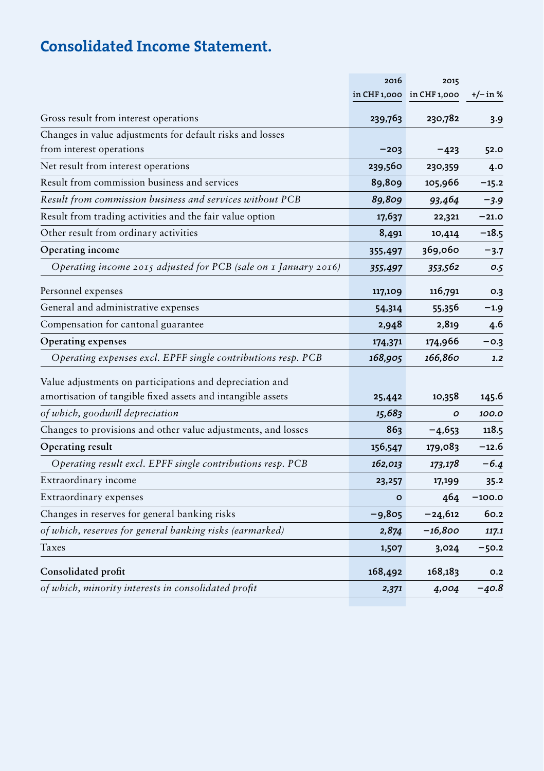# Consolidated Income Statement.

| | 2016 in CHF 1,000 | 2015 in CHF 1,000 | +/– in % |
|---|---|---|---|
| Gross result from interest operations | 239,763 | 230,782 | 3.9 |
| Changes in value adjustments for default risks and losses from interest operations | −203 | −423 | 52.0 |
| Net result from interest operations | 239,560 | 230,359 | 4.0 |
| Result from commission business and services | 89,809 | 105,966 | −15.2 |
| *Result from commission business and services without PCB* | *89,809* | *93,464* | *−3.9* |
| Result from trading activities and the fair value option | 17,637 | 22,321 | −21.0 |
| Other result from ordinary activities | 8,491 | 10,414 | −18.5 |
| **Operating income** | 355,497 | 369,060 | −3.7 |
| *Operating income 2015 adjusted for PCB (sale on 1 January 2016)* | *355,497* | *353,562* | *0.5* |
| Personnel expenses | 117,109 | 116,791 | 0.3 |
| General and administrative expenses | 54,314 | 55,356 | −1.9 |
| Compensation for cantonal guarantee | 2,948 | 2,819 | 4.6 |
| **Operating expenses** | 174,371 | 174,966 | −0.3 |
| *Operating expenses excl. EPFF single contributions resp. PCB* | *168,905* | *166,860* | *1.2* |
| Value adjustments on participations and depreciation and amortisation of tangible fixed assets and intangible assets | 25,442 | 10,358 | 145.6 |
| *of which, goodwill depreciation* | *15,683* | *0* | *100.0* |
| Changes to provisions and other value adjustments, and losses | 863 | −4,653 | 118.5 |
| **Operating result** | 156,547 | 179,083 | −12.6 |
| *Operating result excl. EPFF single contributions resp. PCB* | *162,013* | *173,178* | *−6.4* |
| Extraordinary income | 23,257 | 17,199 | 35.2 |
| Extraordinary expenses | 0 | 464 | −100.0 |
| Changes in reserves for general banking risks | −9,805 | −24,612 | 60.2 |
| *of which, reserves for general banking risks (earmarked)* | *2,874* | *−16,800* | *117.1* |
| Taxes | 1,507 | 3,024 | −50.2 |
| **Consolidated profit** | 168,492 | 168,183 | 0.2 |
| *of which, minority interests in consolidated profit* | *2,371* | *4,004* | *−40.8* |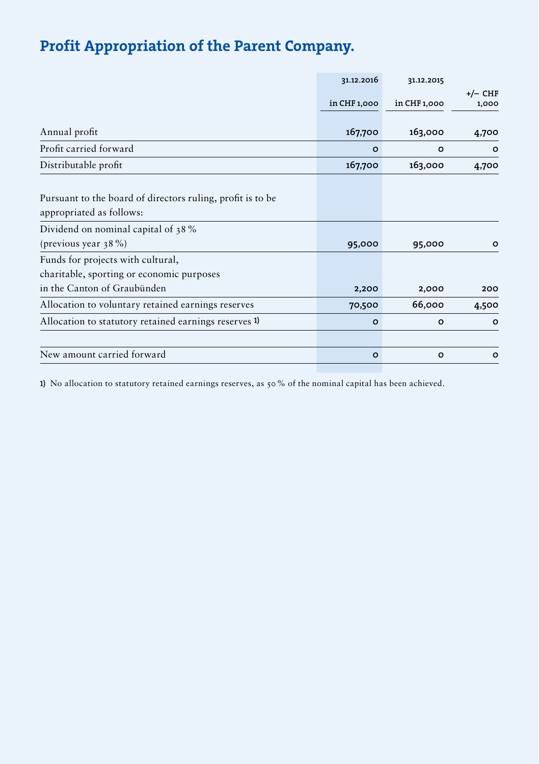# Profit Appropriation of the Parent Company.

| | 31.12.2016<br>in CHF 1,000 | 31.12.2015<br>in CHF 1,000 | +/– CHF 1,000 |
|---|---|---|---|
| Annual profit | **167,700** | **163,000** | **4,700** |
| Profit carried forward | **0** | **0** | **0** |
| Distributable profit | **167,700** | **163,000** | **4,700** |
| Pursuant to the board of directors ruling, profit is to be appropriated as follows: | | | |
| Dividend on nominal capital of 38 % (previous year 38 %) | **95,000** | **95,000** | **0** |
| Funds for projects with cultural, charitable, sporting or economic purposes in the Canton of Graubünden | **2,200** | **2,000** | **200** |
| Allocation to voluntary retained earnings reserves | **70,500** | **66,000** | **4,500** |
| Allocation to statutory retained earnings reserves [1)] | **0** | **0** | **0** |
| New amount carried forward | **0** | **0** | **0** |

1) No allocation to statutory retained earnings reserves, as 50 % of the nominal capital has been achieved.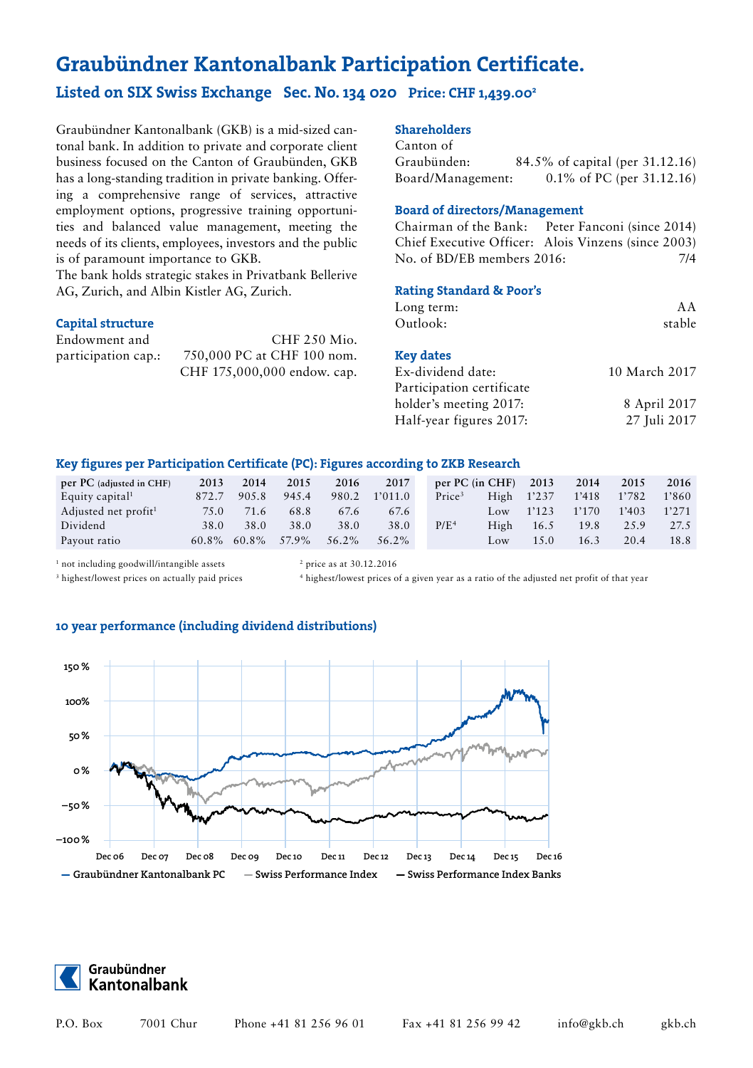# Graubündner Kantonalbank Participation Certificate.

## Listed on SIX Swiss Exchange Sec. No. 134 020 Price: CHF 1,439.00[2]

Graubündner Kantonalbank (GKB) is a mid-sized cantonal bank. In addition to private and corporate client business focused on the Canton of Graubünden, GKB has a long-standing tradition in private banking. Offering a comprehensive range of services, attractive employment options, progressive training opportunities and balanced value management, meeting the needs of its clients, employees, investors and the public is of paramount importance to GKB.
The bank holds strategic stakes in Privatbank Bellerive AG, Zurich, and Albin Kistler AG, Zurich.

### Capital structure

| | |
|---|---|
| Endowment and participation cap.: | CHF 250 Mio. |
| | 750,000 PC at CHF 100 nom. |
| | CHF 175,000,000 endow. cap. |

### Shareholders

| | |
|---|---|
| Canton of Graubünden: | 84.5% of capital (per 31.12.16) |
| Board/Management: | 0.1% of PC (per 31.12.16) |

### Board of directors/Management

| | |
|---|---|
| Chairman of the Bank: | Peter Fanconi (since 2014) |
| Chief Executive Officer: | Alois Vinzens (since 2003) |
| No. of BD/EB members 2016: | 7/4 |

### Rating Standard & Poor's

| | |
|---|---|
| Long term: | AA |
| Outlook: | stable |

### Key dates

| | |
|---|---|
| Ex-dividend date: | 10 March 2017 |
| Participation certificate holder's meeting 2017: | 8 April 2017 |
| Half-year figures 2017: | 27 Juli 2017 |

### Key figures per Participation Certificate (PC): Figures according to ZKB Research

| per PC (adjusted in CHF) | 2013 | 2014 | 2015 | 2016 | 2017 |
|---|---|---|---|---|---|
| Equity capital[1] | 872.7 | 905.8 | 945.4 | 980.2 | 1'011.0 |
| Adjusted net profit[1] | 75.0 | 71.6 | 68.8 | 67.6 | 67.6 |
| Dividend | 38.0 | 38.0 | 38.0 | 38.0 | 38.0 |
| Payout ratio | 60.8% | 60.8% | 57.9% | 56.2% | 56.2% |

| per PC (in CHF) | | 2013 | 2014 | 2015 | 2016 |
|---|---|---|---|---|---|
| Price[3] | High | 1'237 | 1'418 | 1'782 | 1'860 |
| | Low | 1'123 | 1'170 | 1'403 | 1'271 |
| P/E[4] | High | 16.5 | 19.8 | 25.9 | 27.5 |
| | Low | 15.0 | 16.3 | 20.4 | 18.8 |

[1] not including goodwill/intangible assets
[2] price as at 30.12.2016
[3] highest/lowest prices on actually paid prices
[4] highest/lowest prices of a given year as a ratio of the adjusted net profit of that year

### 10 year performance (including dividend distributions)

150 %
100%
50 %
0 %
–50 %
–100 %

Dec 06 Dec 07 Dec 08 Dec 09 Dec 10 Dec 11 Dec 12 Dec 13 Dec 14 Dec 15 Dec 16

— Graubündner Kantonalbank PC — Swiss Performance Index — Swiss Performance Index Banks

Graubündner Kantonalbank

P.O. Box 7001 Chur Phone +41 81 256 96 01 Fax +41 81 256 99 42 info@gkb.ch gkb.ch